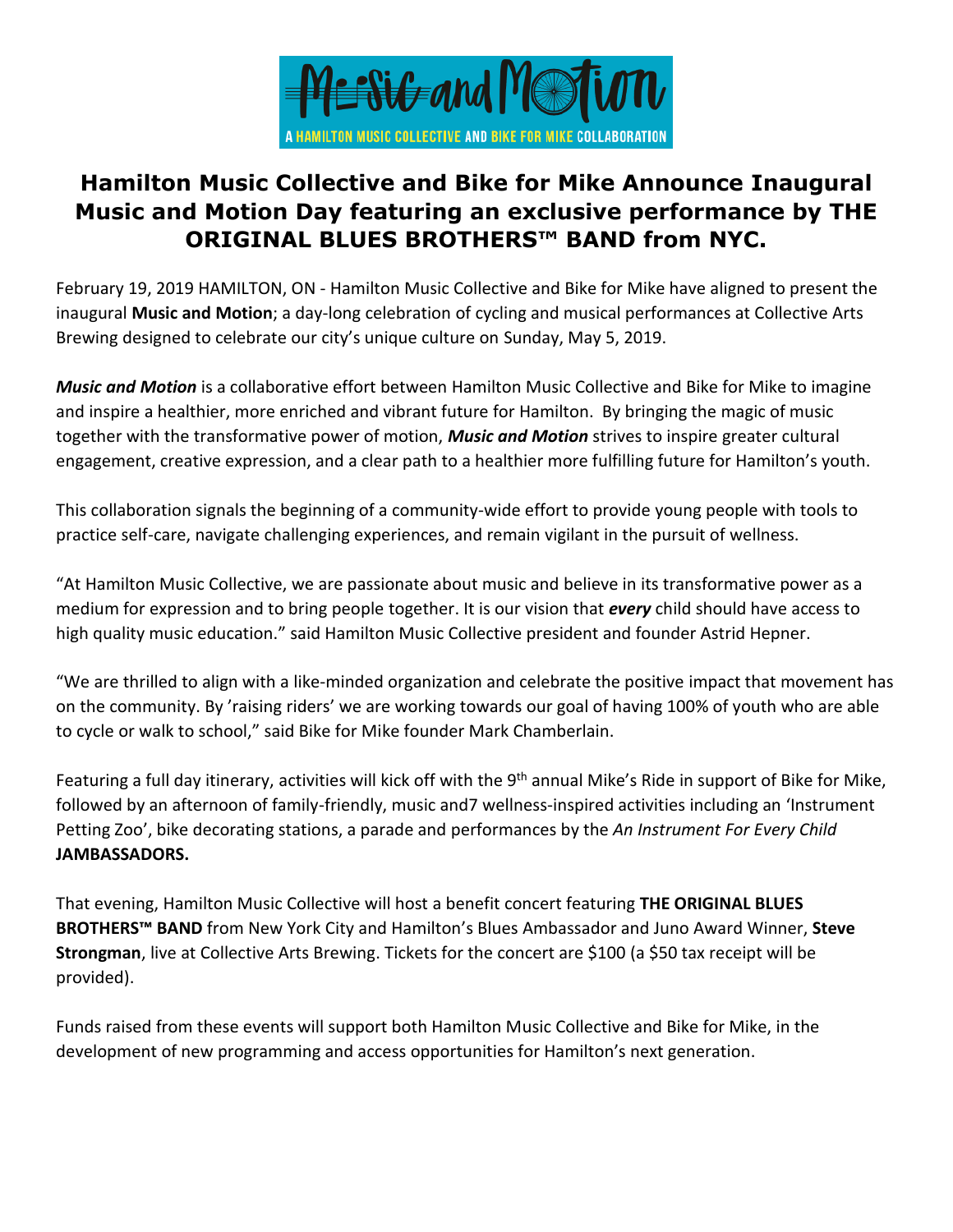Music and Motion

A HAMILTON MUSIC COLLECTIVE AND BIKE FOR MIKE COLLABORATION

# Hamilton Music Collective and Bike for Mike Announce Inaugural Music and Motion Day featuring an exclusive performance by THE ORIGINAL BLUES BROTHERS™ BAND from NYC.

February 19, 2019 HAMILTON, ON - Hamilton Music Collective and Bike for Mike have aligned to present the inaugural **Music and Motion**; a day-long celebration of cycling and musical performances at Collective Arts Brewing designed to celebrate our city's unique culture on Sunday, May 5, 2019.

***Music and Motion*** is a collaborative effort between Hamilton Music Collective and Bike for Mike to imagine and inspire a healthier, more enriched and vibrant future for Hamilton. By bringing the magic of music together with the transformative power of motion, ***Music and Motion*** strives to inspire greater cultural engagement, creative expression, and a clear path to a healthier more fulfilling future for Hamilton's youth.

This collaboration signals the beginning of a community-wide effort to provide young people with tools to practice self-care, navigate challenging experiences, and remain vigilant in the pursuit of wellness.

"At Hamilton Music Collective, we are passionate about music and believe in its transformative power as a medium for expression and to bring people together. It is our vision that ***every*** child should have access to high quality music education." said Hamilton Music Collective president and founder Astrid Hepner.

"We are thrilled to align with a like-minded organization and celebrate the positive impact that movement has on the community. By 'raising riders' we are working towards our goal of having 100% of youth who are able to cycle or walk to school," said Bike for Mike founder Mark Chamberlain.

Featuring a full day itinerary, activities will kick off with the 9th annual Mike's Ride in support of Bike for Mike, followed by an afternoon of family-friendly, music and7 wellness-inspired activities including an 'Instrument Petting Zoo', bike decorating stations, a parade and performances by the *An Instrument For Every Child* **JAMBASSADORS.**

That evening, Hamilton Music Collective will host a benefit concert featuring **THE ORIGINAL BLUES BROTHERS™ BAND** from New York City and Hamilton's Blues Ambassador and Juno Award Winner, **Steve Strongman**, live at Collective Arts Brewing. Tickets for the concert are $100 (a $50 tax receipt will be provided).

Funds raised from these events will support both Hamilton Music Collective and Bike for Mike, in the development of new programming and access opportunities for Hamilton's next generation.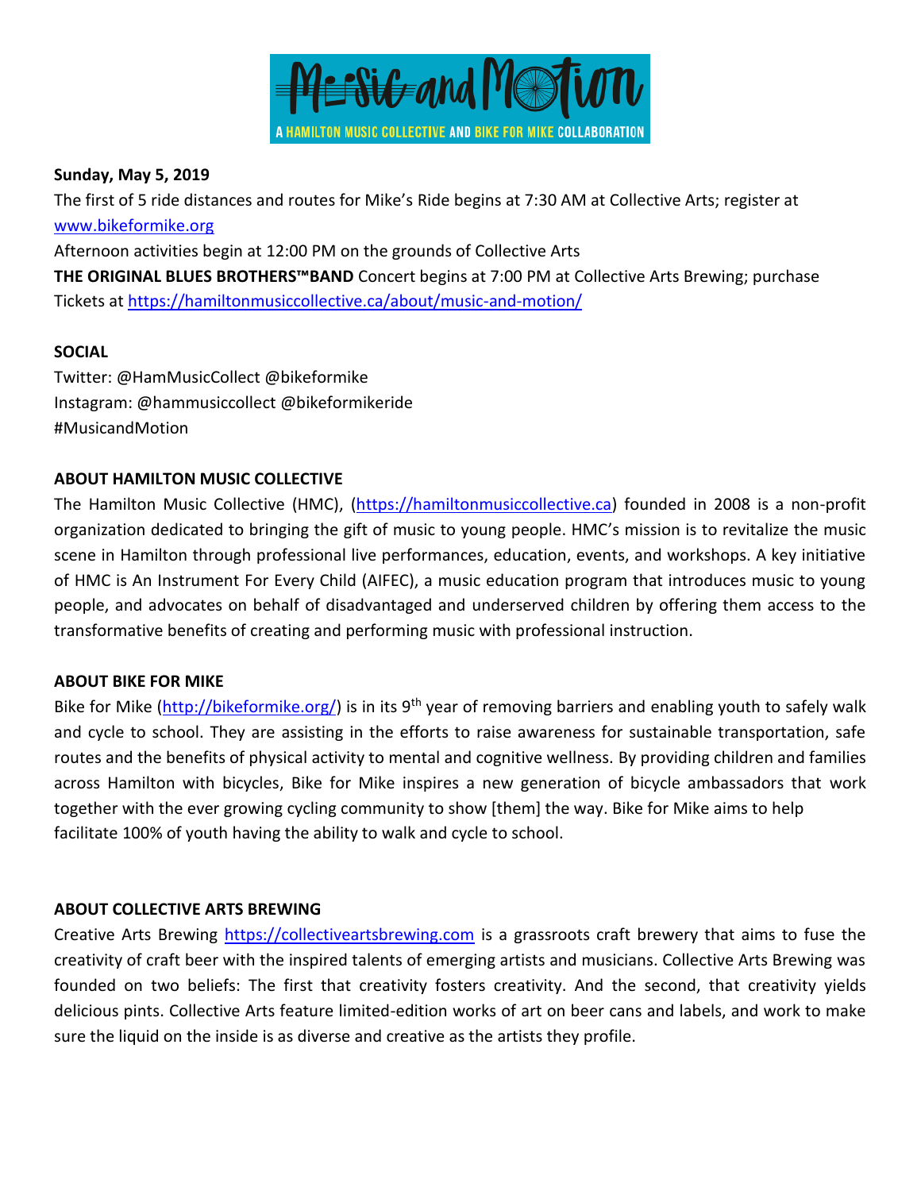**Sunday, May 5, 2019**

The first of 5 ride distances and routes for Mike's Ride begins at 7:30 AM at Collective Arts; register at www.bikeformike.org

Afternoon activities begin at 12:00 PM on the grounds of Collective Arts

**THE ORIGINAL BLUES BROTHERS™BAND** Concert begins at 7:00 PM at Collective Arts Brewing; purchase Tickets at https://hamiltonmusiccollective.ca/about/music-and-motion/

**SOCIAL**

Twitter: @HamMusicCollect @bikeformike
Instagram: @hammusiccollect @bikeformikeride
#MusicandMotion

**ABOUT HAMILTON MUSIC COLLECTIVE**

The Hamilton Music Collective (HMC), (https://hamiltonmusiccollective.ca) founded in 2008 is a non-profit organization dedicated to bringing the gift of music to young people. HMC's mission is to revitalize the music scene in Hamilton through professional live performances, education, events, and workshops. A key initiative of HMC is An Instrument For Every Child (AIFEC), a music education program that introduces music to young people, and advocates on behalf of disadvantaged and underserved children by offering them access to the transformative benefits of creating and performing music with professional instruction.

**ABOUT BIKE FOR MIKE**

Bike for Mike (http://bikeformike.org/) is in its 9th year of removing barriers and enabling youth to safely walk and cycle to school. They are assisting in the efforts to raise awareness for sustainable transportation, safe routes and the benefits of physical activity to mental and cognitive wellness. By providing children and families across Hamilton with bicycles, Bike for Mike inspires a new generation of bicycle ambassadors that work together with the ever growing cycling community to show [them] the way. Bike for Mike aims to help facilitate 100% of youth having the ability to walk and cycle to school.

**ABOUT COLLECTIVE ARTS BREWING**

Creative Arts Brewing https://collectiveartsbrewing.com is a grassroots craft brewery that aims to fuse the creativity of craft beer with the inspired talents of emerging artists and musicians. Collective Arts Brewing was founded on two beliefs: The first that creativity fosters creativity. And the second, that creativity yields delicious pints. Collective Arts feature limited-edition works of art on beer cans and labels, and work to make sure the liquid on the inside is as diverse and creative as the artists they profile.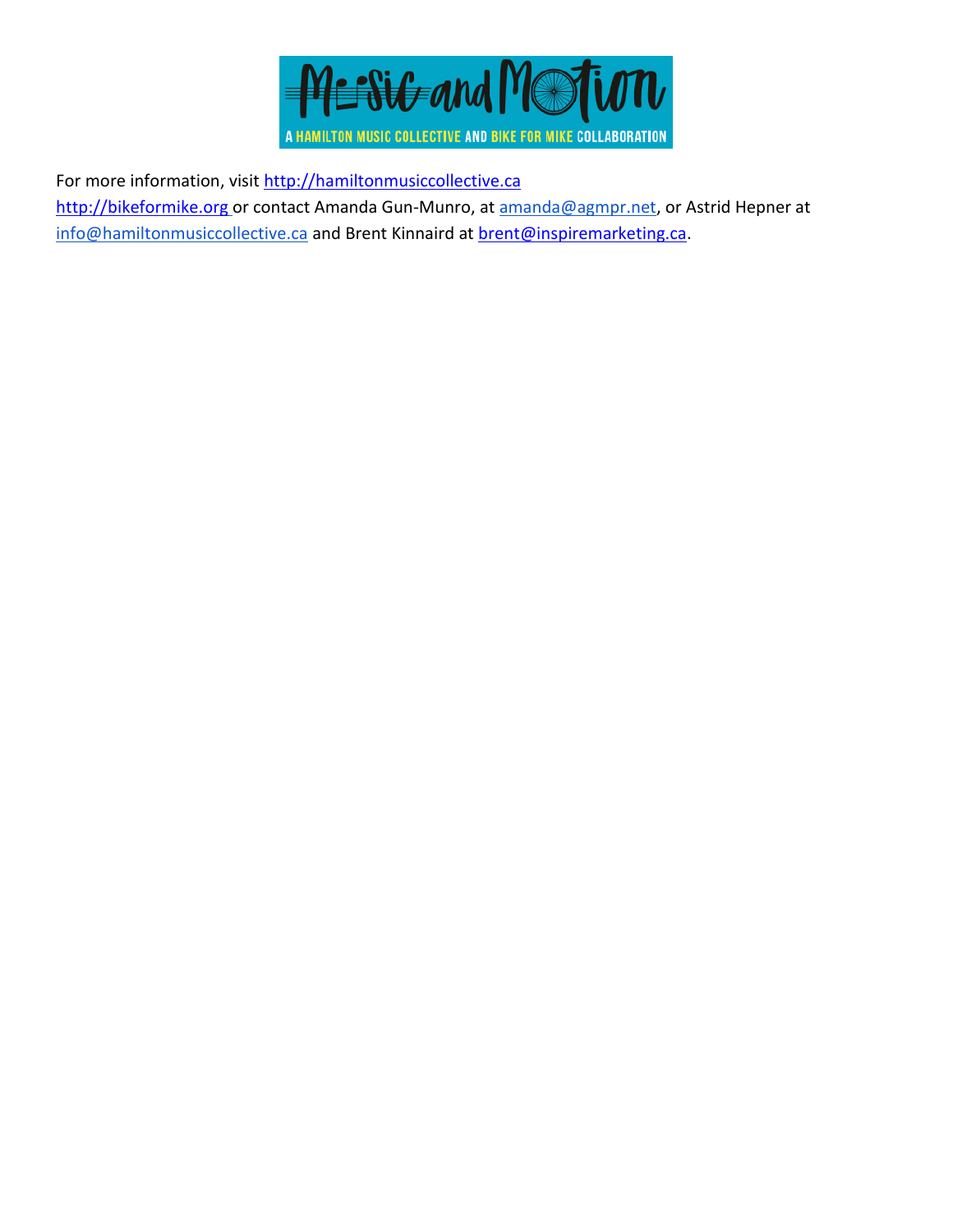For more information, visit http://hamiltonmusiccollective.ca
http://bikeformike.org or contact Amanda Gun-Munro, at amanda@agmpr.net, or Astrid Hepner at info@hamiltonmusiccollective.ca and Brent Kinnaird at brent@inspiremarketing.ca.